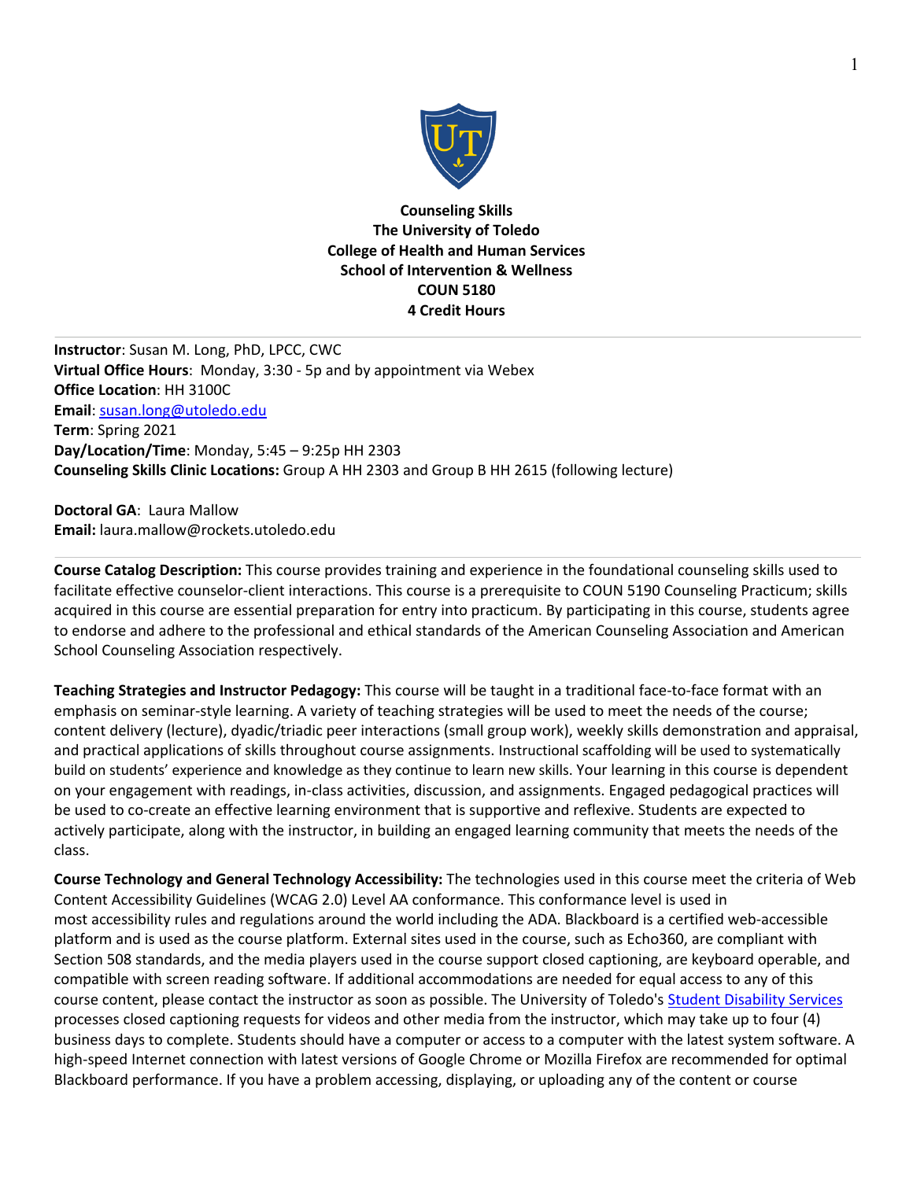**Counseling Skills**
**The University of Toledo**
**College of Health and Human Services**
**School of Intervention & Wellness**
**COUN 5180**
**4 Credit Hours**

---

**Instructor**: Susan M. Long, PhD, LPCC, CWC
**Virtual Office Hours**: Monday, 3:30 - 5p and by appointment via Webex
**Office Location**: HH 3100C
**Email**: susan.long@utoledo.edu
**Term**: Spring 2021
**Day/Location/Time**: Monday, 5:45 – 9:25p HH 2303
**Counseling Skills Clinic Locations:** Group A HH 2303 and Group B HH 2615 (following lecture)

**Doctoral GA**: Laura Mallow
**Email:** laura.mallow@rockets.utoledo.edu

---

**Course Catalog Description:** This course provides training and experience in the foundational counseling skills used to facilitate effective counselor-client interactions. This course is a prerequisite to COUN 5190 Counseling Practicum; skills acquired in this course are essential preparation for entry into practicum. By participating in this course, students agree to endorse and adhere to the professional and ethical standards of the American Counseling Association and American School Counseling Association respectively.

**Teaching Strategies and Instructor Pedagogy:** This course will be taught in a traditional face-to-face format with an emphasis on seminar-style learning. A variety of teaching strategies will be used to meet the needs of the course; content delivery (lecture), dyadic/triadic peer interactions (small group work), weekly skills demonstration and appraisal, and practical applications of skills throughout course assignments. Instructional scaffolding will be used to systematically build on students' experience and knowledge as they continue to learn new skills. Your learning in this course is dependent on your engagement with readings, in-class activities, discussion, and assignments. Engaged pedagogical practices will be used to co-create an effective learning environment that is supportive and reflexive. Students are expected to actively participate, along with the instructor, in building an engaged learning community that meets the needs of the class.

**Course Technology and General Technology Accessibility:** The technologies used in this course meet the criteria of Web Content Accessibility Guidelines (WCAG 2.0) Level AA conformance. This conformance level is used in most accessibility rules and regulations around the world including the ADA. Blackboard is a certified web-accessible platform and is used as the course platform. External sites used in the course, such as Echo360, are compliant with Section 508 standards, and the media players used in the course support closed captioning, are keyboard operable, and compatible with screen reading software. If additional accommodations are needed for equal access to any of this course content, please contact the instructor as soon as possible. The University of Toledo's Student Disability Services processes closed captioning requests for videos and other media from the instructor, which may take up to four (4) business days to complete. Students should have a computer or access to a computer with the latest system software. A high-speed Internet connection with latest versions of Google Chrome or Mozilla Firefox are recommended for optimal Blackboard performance. If you have a problem accessing, displaying, or uploading any of the content or course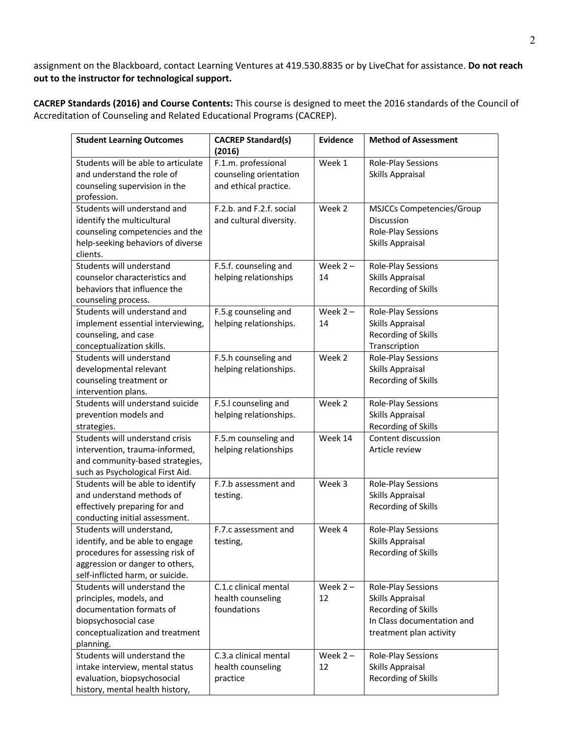assignment on the Blackboard, contact Learning Ventures at 419.530.8835 or by LiveChat for assistance. **Do not reach out to the instructor for technological support.**

**CACREP Standards (2016) and Course Contents:** This course is designed to meet the 2016 standards of the Council of Accreditation of Counseling and Related Educational Programs (CACREP).

| Student Learning Outcomes | CACREP Standard(s) (2016) | Evidence | Method of Assessment |
|---|---|---|---|
| Students will be able to articulate and understand the role of counseling supervision in the profession. | F.1.m. professional counseling orientation and ethical practice. | Week 1 | Role-Play Sessions<br>Skills Appraisal |
| Students will understand and identify the multicultural counseling competencies and the help-seeking behaviors of diverse clients. | F.2.b. and F.2.f. social and cultural diversity. | Week 2 | MSJCCs Competencies/Group Discussion<br>Role-Play Sessions<br>Skills Appraisal |
| Students will understand counselor characteristics and behaviors that influence the counseling process. | F.5.f. counseling and helping relationships | Week 2 – 14 | Role-Play Sessions<br>Skills Appraisal<br>Recording of Skills |
| Students will understand and implement essential interviewing, counseling, and case conceptualization skills. | F.5.g counseling and helping relationships. | Week 2 – 14 | Role-Play Sessions<br>Skills Appraisal<br>Recording of Skills<br>Transcription |
| Students will understand developmental relevant counseling treatment or intervention plans. | F.5.h counseling and helping relationships. | Week 2 | Role-Play Sessions<br>Skills Appraisal<br>Recording of Skills |
| Students will understand suicide prevention models and strategies. | F.5.l counseling and helping relationships. | Week 2 | Role-Play Sessions<br>Skills Appraisal<br>Recording of Skills |
| Students will understand crisis intervention, trauma-informed, and community-based strategies, such as Psychological First Aid. | F.5.m counseling and helping relationships | Week 14 | Content discussion<br>Article review |
| Students will be able to identify and understand methods of effectively preparing for and conducting initial assessment. | F.7.b assessment and testing. | Week 3 | Role-Play Sessions<br>Skills Appraisal<br>Recording of Skills |
| Students will understand, identify, and be able to engage procedures for assessing risk of aggression or danger to others, self-inflicted harm, or suicide. | F.7.c assessment and testing, | Week 4 | Role-Play Sessions<br>Skills Appraisal<br>Recording of Skills |
| Students will understand the principles, models, and documentation formats of biopsychosocial case conceptualization and treatment planning. | C.1.c clinical mental health counseling foundations | Week 2 – 12 | Role-Play Sessions<br>Skills Appraisal<br>Recording of Skills<br>In Class documentation and treatment plan activity |
| Students will understand the intake interview, mental status evaluation, biopsychosocial history, mental health history, | C.3.a clinical mental health counseling practice | Week 2 – 12 | Role-Play Sessions<br>Skills Appraisal<br>Recording of Skills |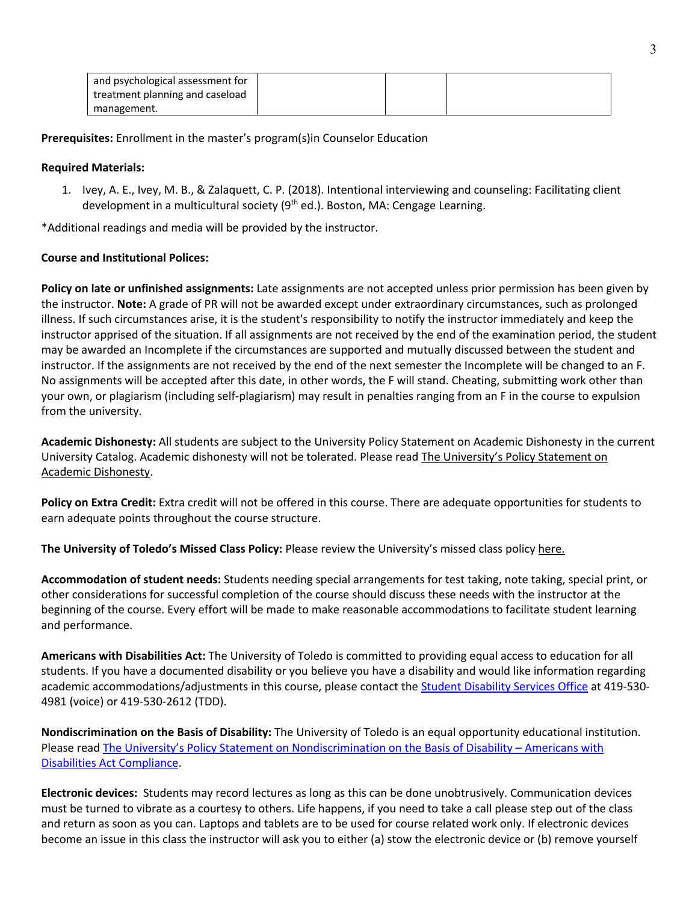| and psychological assessment for treatment planning and caseload management. | | | |
|---|---|---|---|

**Prerequisites:** Enrollment in the master's program(s)in Counselor Education

**Required Materials:**

1. Ivey, A. E., Ivey, M. B., & Zalaquett, C. P. (2018). Intentional interviewing and counseling: Facilitating client development in a multicultural society (9th ed.). Boston, MA: Cengage Learning.

*Additional readings and media will be provided by the instructor.

**Course and Institutional Polices:**

**Policy on late or unfinished assignments:** Late assignments are not accepted unless prior permission has been given by the instructor. **Note:** A grade of PR will not be awarded except under extraordinary circumstances, such as prolonged illness. If such circumstances arise, it is the student's responsibility to notify the instructor immediately and keep the instructor apprised of the situation. If all assignments are not received by the end of the examination period, the student may be awarded an Incomplete if the circumstances are supported and mutually discussed between the student and instructor. If the assignments are not received by the end of the next semester the Incomplete will be changed to an F. No assignments will be accepted after this date, in other words, the F will stand. Cheating, submitting work other than your own, or plagiarism (including self-plagiarism) may result in penalties ranging from an F in the course to expulsion from the university.

**Academic Dishonesty:** All students are subject to the University Policy Statement on Academic Dishonesty in the current University Catalog. Academic dishonesty will not be tolerated. Please read The University's Policy Statement on Academic Dishonesty.

**Policy on Extra Credit:** Extra credit will not be offered in this course. There are adequate opportunities for students to earn adequate points throughout the course structure.

**The University of Toledo's Missed Class Policy:** Please review the University's missed class policy here.

**Accommodation of student needs:** Students needing special arrangements for test taking, note taking, special print, or other considerations for successful completion of the course should discuss these needs with the instructor at the beginning of the course. Every effort will be made to make reasonable accommodations to facilitate student learning and performance.

**Americans with Disabilities Act:** The University of Toledo is committed to providing equal access to education for all students. If you have a documented disability or you believe you have a disability and would like information regarding academic accommodations/adjustments in this course, please contact the Student Disability Services Office at 419-530-4981 (voice) or 419-530-2612 (TDD).

**Nondiscrimination on the Basis of Disability:** The University of Toledo is an equal opportunity educational institution. Please read The University's Policy Statement on Nondiscrimination on the Basis of Disability – Americans with Disabilities Act Compliance.

**Electronic devices:** Students may record lectures as long as this can be done unobtrusively. Communication devices must be turned to vibrate as a courtesy to others. Life happens, if you need to take a call please step out of the class and return as soon as you can. Laptops and tablets are to be used for course related work only. If electronic devices become an issue in this class the instructor will ask you to either (a) stow the electronic device or (b) remove yourself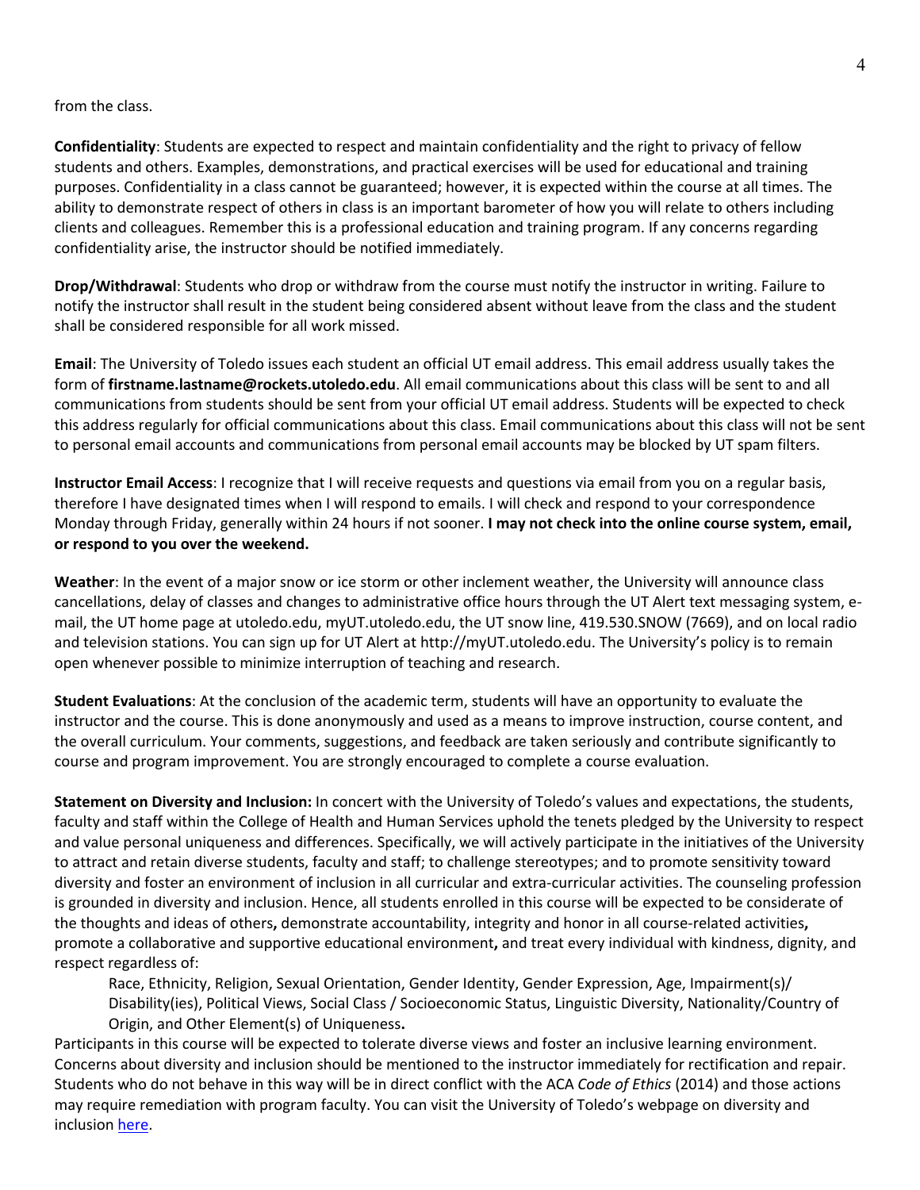from the class.

**Confidentiality**: Students are expected to respect and maintain confidentiality and the right to privacy of fellow students and others. Examples, demonstrations, and practical exercises will be used for educational and training purposes. Confidentiality in a class cannot be guaranteed; however, it is expected within the course at all times. The ability to demonstrate respect of others in class is an important barometer of how you will relate to others including clients and colleagues. Remember this is a professional education and training program. If any concerns regarding confidentiality arise, the instructor should be notified immediately.

**Drop/Withdrawal**: Students who drop or withdraw from the course must notify the instructor in writing. Failure to notify the instructor shall result in the student being considered absent without leave from the class and the student shall be considered responsible for all work missed.

**Email**: The University of Toledo issues each student an official UT email address. This email address usually takes the form of **firstname.lastname@rockets.utoledo.edu**. All email communications about this class will be sent to and all communications from students should be sent from your official UT email address. Students will be expected to check this address regularly for official communications about this class. Email communications about this class will not be sent to personal email accounts and communications from personal email accounts may be blocked by UT spam filters.

**Instructor Email Access**: I recognize that I will receive requests and questions via email from you on a regular basis, therefore I have designated times when I will respond to emails. I will check and respond to your correspondence Monday through Friday, generally within 24 hours if not sooner. **I may not check into the online course system, email, or respond to you over the weekend.**

**Weather**: In the event of a major snow or ice storm or other inclement weather, the University will announce class cancellations, delay of classes and changes to administrative office hours through the UT Alert text messaging system, e-mail, the UT home page at utoledo.edu, myUT.utoledo.edu, the UT snow line, 419.530.SNOW (7669), and on local radio and television stations. You can sign up for UT Alert at http://myUT.utoledo.edu. The University's policy is to remain open whenever possible to minimize interruption of teaching and research.

**Student Evaluations**: At the conclusion of the academic term, students will have an opportunity to evaluate the instructor and the course. This is done anonymously and used as a means to improve instruction, course content, and the overall curriculum. Your comments, suggestions, and feedback are taken seriously and contribute significantly to course and program improvement. You are strongly encouraged to complete a course evaluation.

**Statement on Diversity and Inclusion:** In concert with the University of Toledo's values and expectations, the students, faculty and staff within the College of Health and Human Services uphold the tenets pledged by the University to respect and value personal uniqueness and differences. Specifically, we will actively participate in the initiatives of the University to attract and retain diverse students, faculty and staff; to challenge stereotypes; and to promote sensitivity toward diversity and foster an environment of inclusion in all curricular and extra-curricular activities. The counseling profession is grounded in diversity and inclusion. Hence, all students enrolled in this course will be expected to be considerate of the thoughts and ideas of others**,** demonstrate accountability, integrity and honor in all course-related activities**,** promote a collaborative and supportive educational environment**,** and treat every individual with kindness, dignity, and respect regardless of:

> Race, Ethnicity, Religion, Sexual Orientation, Gender Identity, Gender Expression, Age, Impairment(s)/ Disability(ies), Political Views, Social Class / Socioeconomic Status, Linguistic Diversity, Nationality/Country of Origin, and Other Element(s) of Uniqueness**.**

Participants in this course will be expected to tolerate diverse views and foster an inclusive learning environment. Concerns about diversity and inclusion should be mentioned to the instructor immediately for rectification and repair. Students who do not behave in this way will be in direct conflict with the ACA *Code of Ethics* (2014) and those actions may require remediation with program faculty. You can visit the University of Toledo's webpage on diversity and inclusion here.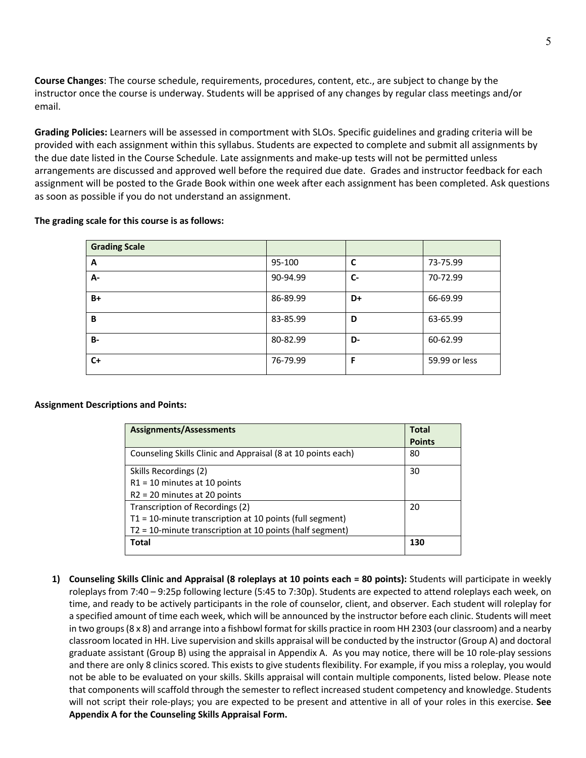**Course Changes**: The course schedule, requirements, procedures, content, etc., are subject to change by the instructor once the course is underway. Students will be apprised of any changes by regular class meetings and/or email.

**Grading Policies:** Learners will be assessed in comportment with SLOs. Specific guidelines and grading criteria will be provided with each assignment within this syllabus. Students are expected to complete and submit all assignments by the due date listed in the Course Schedule. Late assignments and make-up tests will not be permitted unless arrangements are discussed and approved well before the required due date. Grades and instructor feedback for each assignment will be posted to the Grade Book within one week after each assignment has been completed. Ask questions as soon as possible if you do not understand an assignment.

**The grading scale for this course is as follows:**

| Grading Scale | | | |
|---|---|---|---|
| **A** | 95-100 | **C** | 73-75.99 |
| **A-** | 90-94.99 | **C-** | 70-72.99 |
| **B+** | 86-89.99 | **D+** | 66-69.99 |
| **B** | 83-85.99 | **D** | 63-65.99 |
| **B-** | 80-82.99 | **D-** | 60-62.99 |
| **C+** | 76-79.99 | **F** | 59.99 or less |

**Assignment Descriptions and Points:**

| Assignments/Assessments | Total Points |
|---|---|
| Counseling Skills Clinic and Appraisal (8 at 10 points each) | 80 |
| Skills Recordings (2)<br>R1 = 10 minutes at 10 points<br>R2 = 20 minutes at 20 points | 30 |
| Transcription of Recordings (2)<br>T1 = 10-minute transcription at 10 points (full segment)<br>T2 = 10-minute transcription at 10 points (half segment) | 20 |
| **Total** | **130** |

1) **Counseling Skills Clinic and Appraisal (8 roleplays at 10 points each = 80 points):** Students will participate in weekly roleplays from 7:40 – 9:25p following lecture (5:45 to 7:30p). Students are expected to attend roleplays each week, on time, and ready to be actively participants in the role of counselor, client, and observer. Each student will roleplay for a specified amount of time each week, which will be announced by the instructor before each clinic. Students will meet in two groups (8 x 8) and arrange into a fishbowl format for skills practice in room HH 2303 (our classroom) and a nearby classroom located in HH. Live supervision and skills appraisal will be conducted by the instructor (Group A) and doctoral graduate assistant (Group B) using the appraisal in Appendix A. As you may notice, there will be 10 role-play sessions and there are only 8 clinics scored. This exists to give students flexibility. For example, if you miss a roleplay, you would not be able to be evaluated on your skills. Skills appraisal will contain multiple components, listed below. Please note that components will scaffold through the semester to reflect increased student competency and knowledge. Students will not script their role-plays; you are expected to be present and attentive in all of your roles in this exercise. **See Appendix A for the Counseling Skills Appraisal Form.**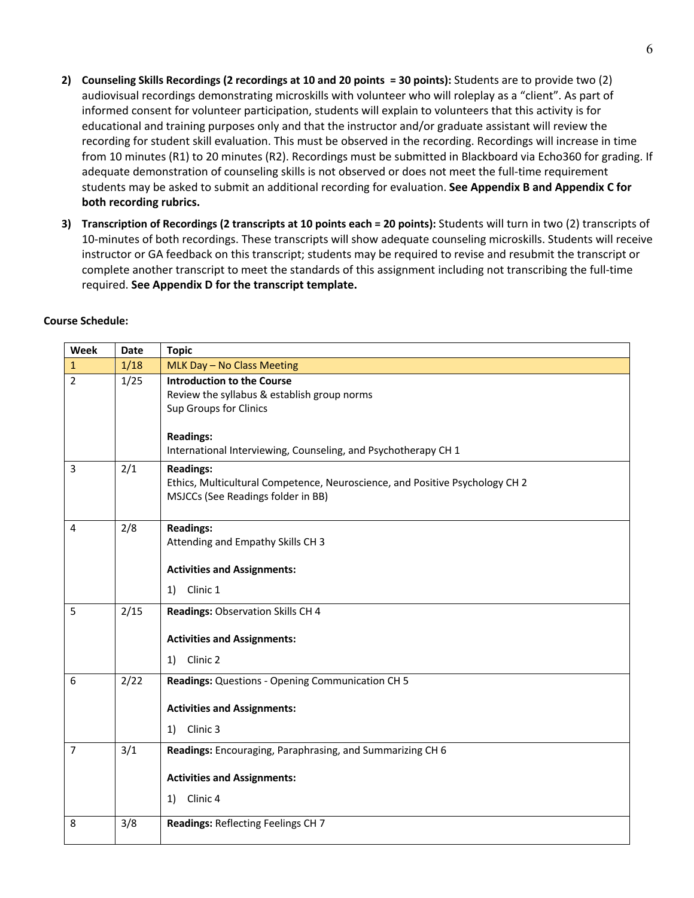2) **Counseling Skills Recordings (2 recordings at 10 and 20 points = 30 points):** Students are to provide two (2) audiovisual recordings demonstrating microskills with volunteer who will roleplay as a "client". As part of informed consent for volunteer participation, students will explain to volunteers that this activity is for educational and training purposes only and that the instructor and/or graduate assistant will review the recording for student skill evaluation. This must be observed in the recording. Recordings will increase in time from 10 minutes (R1) to 20 minutes (R2). Recordings must be submitted in Blackboard via Echo360 for grading. If adequate demonstration of counseling skills is not observed or does not meet the full-time requirement students may be asked to submit an additional recording for evaluation. **See Appendix B and Appendix C for both recording rubrics.**

3) **Transcription of Recordings (2 transcripts at 10 points each = 20 points):** Students will turn in two (2) transcripts of 10-minutes of both recordings. These transcripts will show adequate counseling microskills. Students will receive instructor or GA feedback on this transcript; students may be required to revise and resubmit the transcript or complete another transcript to meet the standards of this assignment including not transcribing the full-time required. **See Appendix D for the transcript template.**

**Course Schedule:**

| Week | Date | Topic |
|---|---|---|
| 1 | 1/18 | MLK Day – No Class Meeting |
| 2 | 1/25 | **Introduction to the Course**<br>Review the syllabus & establish group norms<br>Sup Groups for Clinics<br><br>**Readings:**<br>International Interviewing, Counseling, and Psychotherapy CH 1 |
| 3 | 2/1 | **Readings:**<br>Ethics, Multicultural Competence, Neuroscience, and Positive Psychology CH 2<br>MSJCCs (See Readings folder in BB) |
| 4 | 2/8 | **Readings:**<br>Attending and Empathy Skills CH 3<br><br>**Activities and Assignments:**<br>1) Clinic 1 |
| 5 | 2/15 | **Readings:** Observation Skills CH 4<br><br>**Activities and Assignments:**<br>1) Clinic 2 |
| 6 | 2/22 | **Readings:** Questions - Opening Communication CH 5<br><br>**Activities and Assignments:**<br>1) Clinic 3 |
| 7 | 3/1 | **Readings:** Encouraging, Paraphrasing, and Summarizing CH 6<br><br>**Activities and Assignments:**<br>1) Clinic 4 |
| 8 | 3/8 | **Readings:** Reflecting Feelings CH 7 |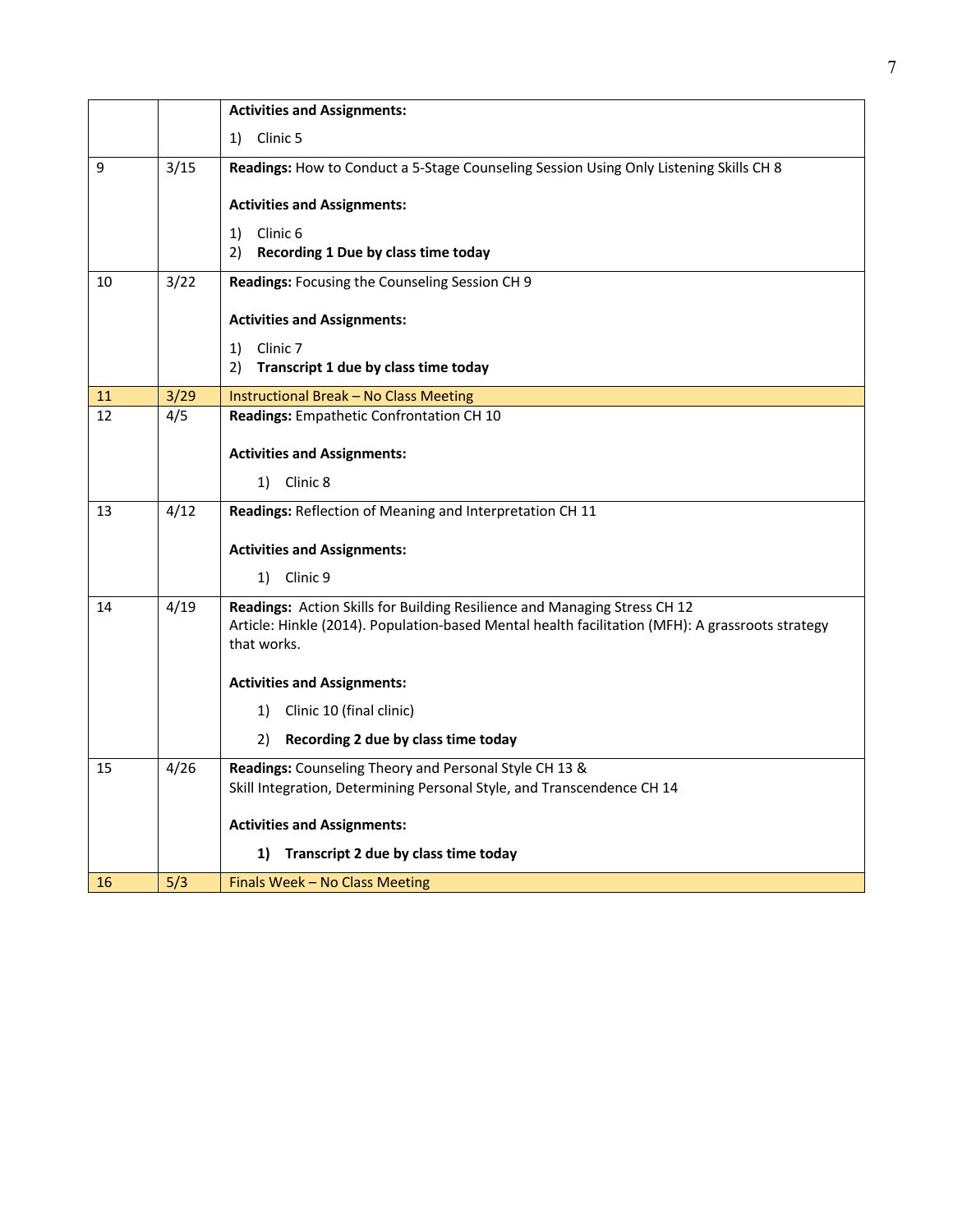| | | |
|---|---|---|
| | | **Activities and Assignments:**<br>1) Clinic 5 |
| 9 | 3/15 | **Readings:** How to Conduct a 5-Stage Counseling Session Using Only Listening Skills CH 8<br><br>**Activities and Assignments:**<br>1) Clinic 6<br>2) **Recording 1 Due by class time today** |
| 10 | 3/22 | **Readings:** Focusing the Counseling Session CH 9<br><br>**Activities and Assignments:**<br>1) Clinic 7<br>2) **Transcript 1 due by class time today** |
| 11 | 3/29 | Instructional Break – No Class Meeting |
| 12 | 4/5 | **Readings:** Empathetic Confrontation CH 10<br><br>**Activities and Assignments:**<br>1) Clinic 8 |
| 13 | 4/12 | **Readings:** Reflection of Meaning and Interpretation CH 11<br><br>**Activities and Assignments:**<br>1) Clinic 9 |
| 14 | 4/19 | **Readings:** Action Skills for Building Resilience and Managing Stress CH 12<br>Article: Hinkle (2014). Population-based Mental health facilitation (MFH): A grassroots strategy that works.<br><br>**Activities and Assignments:**<br>1) Clinic 10 (final clinic)<br>2) **Recording 2 due by class time today** |
| 15 | 4/26 | **Readings:** Counseling Theory and Personal Style CH 13 &<br>Skill Integration, Determining Personal Style, and Transcendence CH 14<br><br>**Activities and Assignments:**<br>**1) Transcript 2 due by class time today** |
| 16 | 5/3 | Finals Week – No Class Meeting |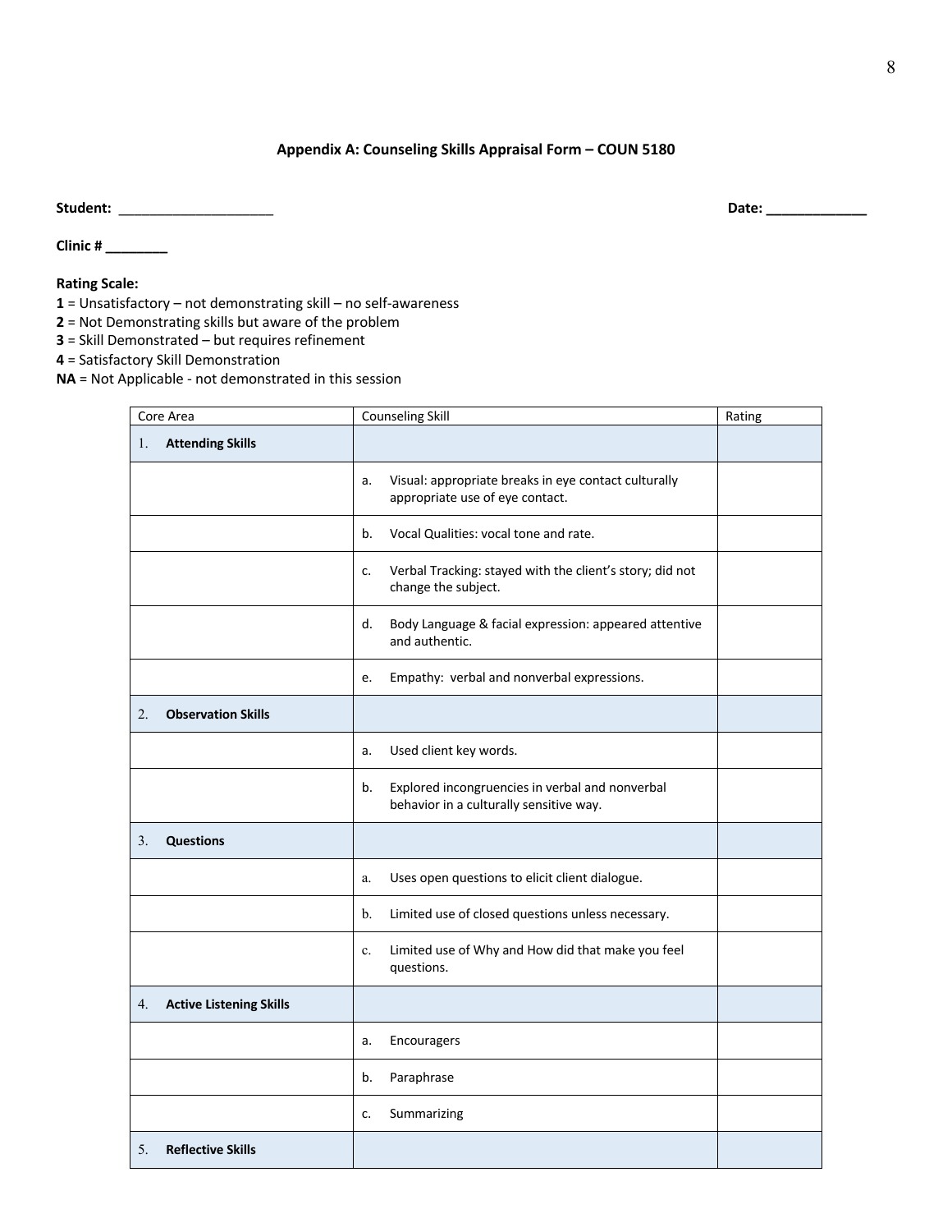### Appendix A: Counseling Skills Appraisal Form – COUN 5180

**Student:** ____________________ **Date:** _____________

**Clinic #** ________

**Rating Scale:**

**1** = Unsatisfactory – not demonstrating skill – no self-awareness
**2** = Not Demonstrating skills but aware of the problem
**3** = Skill Demonstrated – but requires refinement
**4** = Satisfactory Skill Demonstration
**NA** = Not Applicable - not demonstrated in this session

| Core Area | Counseling Skill | Rating |
|---|---|---|
| 1. **Attending Skills** | | |
| | a. Visual: appropriate breaks in eye contact culturally appropriate use of eye contact. | |
| | b. Vocal Qualities: vocal tone and rate. | |
| | c. Verbal Tracking: stayed with the client's story; did not change the subject. | |
| | d. Body Language & facial expression: appeared attentive and authentic. | |
| | e. Empathy: verbal and nonverbal expressions. | |
| 2. **Observation Skills** | | |
| | a. Used client key words. | |
| | b. Explored incongruencies in verbal and nonverbal behavior in a culturally sensitive way. | |
| 3. **Questions** | | |
| | a. Uses open questions to elicit client dialogue. | |
| | b. Limited use of closed questions unless necessary. | |
| | c. Limited use of Why and How did that make you feel questions. | |
| 4. **Active Listening Skills** | | |
| | a. Encouragers | |
| | b. Paraphrase | |
| | c. Summarizing | |
| 5. **Reflective Skills** | | |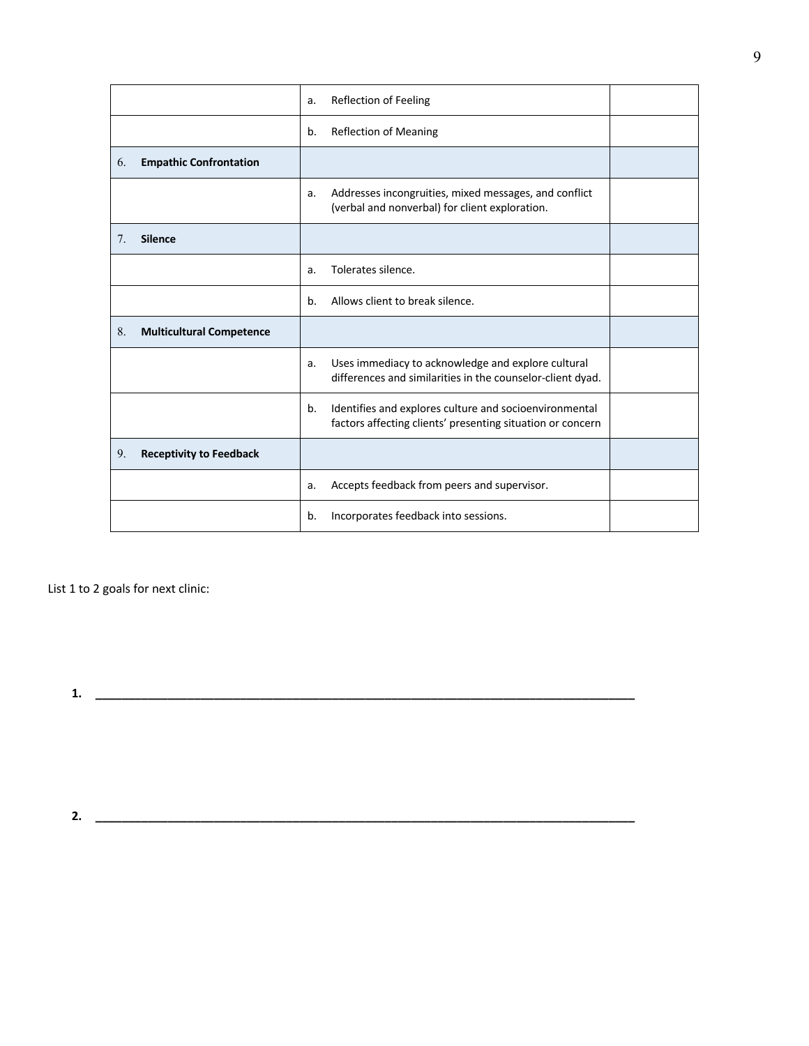| | | |
|---|---|---|
| | a. Reflection of Feeling | |
| | b. Reflection of Meaning | |
| 6. **Empathic Confrontation** | | |
| | a. Addresses incongruities, mixed messages, and conflict (verbal and nonverbal) for client exploration. | |
| 7. **Silence** | | |
| | a. Tolerates silence. | |
| | b. Allows client to break silence. | |
| 8. **Multicultural Competence** | | |
| | a. Uses immediacy to acknowledge and explore cultural differences and similarities in the counselor-client dyad. | |
| | b. Identifies and explores culture and socioenvironmental factors affecting clients' presenting situation or concern | |
| 9. **Receptivity to Feedback** | | |
| | a. Accepts feedback from peers and supervisor. | |
| | b. Incorporates feedback into sessions. | |

List 1 to 2 goals for next clinic:

**1.** ______________________________________________________________________________

**2.** ______________________________________________________________________________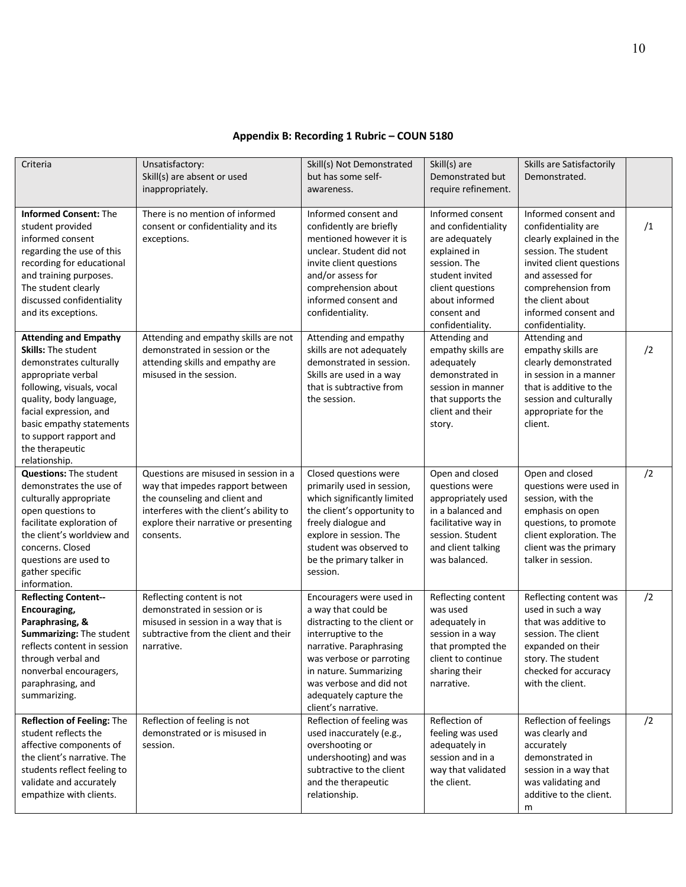**Appendix B: Recording 1 Rubric – COUN 5180**

| Criteria | Unsatisfactory: Skill(s) are absent or used inappropriately. | Skill(s) Not Demonstrated but has some self-awareness. | Skill(s) are Demonstrated but require refinement. | Skills are Satisfactorily Demonstrated. | |
|---|---|---|---|---|---|
| **Informed Consent:** The student provided informed consent regarding the use of this recording for educational and training purposes. The student clearly discussed confidentiality and its exceptions. | There is no mention of informed consent or confidentiality and its exceptions. | Informed consent and confidently are briefly mentioned however it is unclear. Student did not invite client questions and/or assess for comprehension about informed consent and confidentiality. | Informed consent and confidentiality are adequately explained in session. The student invited client questions about informed consent and confidentiality. | Informed consent and confidentiality are clearly explained in the session. The student invited client questions and assessed for comprehension from the client about informed consent and confidentiality. | /1 |
| **Attending and Empathy Skills:** The student demonstrates culturally appropriate verbal following, visuals, vocal quality, body language, facial expression, and basic empathy statements to support rapport and the therapeutic relationship. | Attending and empathy skills are not demonstrated in session or the attending skills and empathy are misused in the session. | Attending and empathy skills are not adequately demonstrated in session. Skills are used in a way that is subtractive from the session. | Attending and empathy skills are adequately demonstrated in session in manner that supports the client and their story. | Attending and empathy skills are clearly demonstrated in session in a manner that is additive to the session and culturally appropriate for the client. | /2 |
| **Questions:** The student demonstrates the use of culturally appropriate open questions to facilitate exploration of the client's worldview and concerns. Closed questions are used to gather specific information. | Questions are misused in session in a way that impedes rapport between the counseling and client and interferes with the client's ability to explore their narrative or presenting consents. | Closed questions were primarily used in session, which significantly limited the client's opportunity to freely dialogue and explore in session. The student was observed to be the primary talker in session. | Open and closed questions were appropriately used in a balanced and facilitative way in session. Student and client talking was balanced. | Open and closed questions were used in session, with the emphasis on open questions, to promote client exploration. The client was the primary talker in session. | /2 |
| **Reflecting Content-- Encouraging, Paraphrasing, & Summarizing:** The student reflects content in session through verbal and nonverbal encouragers, paraphrasing, and summarizing. | Reflecting content is not demonstrated in session or is misused in session in a way that is subtractive from the client and their narrative. | Encouragers were used in a way that could be distracting to the client or interruptive to the narrative. Paraphrasing was verbose or parroting in nature. Summarizing was verbose and did not adequately capture the client's narrative. | Reflecting content was used adequately in session in a way that prompted the client to continue sharing their narrative. | Reflecting content was used in such a way that was additive to session. The client expanded on their story. The student checked for accuracy with the client. | /2 |
| **Reflection of Feeling:** The student reflects the affective components of the client's narrative. The students reflect feeling to validate and accurately empathize with clients. | Reflection of feeling is not demonstrated or is misused in session. | Reflection of feeling was used inaccurately (e.g., overshooting or undershooting) and was subtractive to the client and the therapeutic relationship. | Reflection of feeling was used adequately in session and in a way that validated the client. | Reflection of feelings was clearly and accurately demonstrated in session in a way that was validating and additive to the client. m | /2 |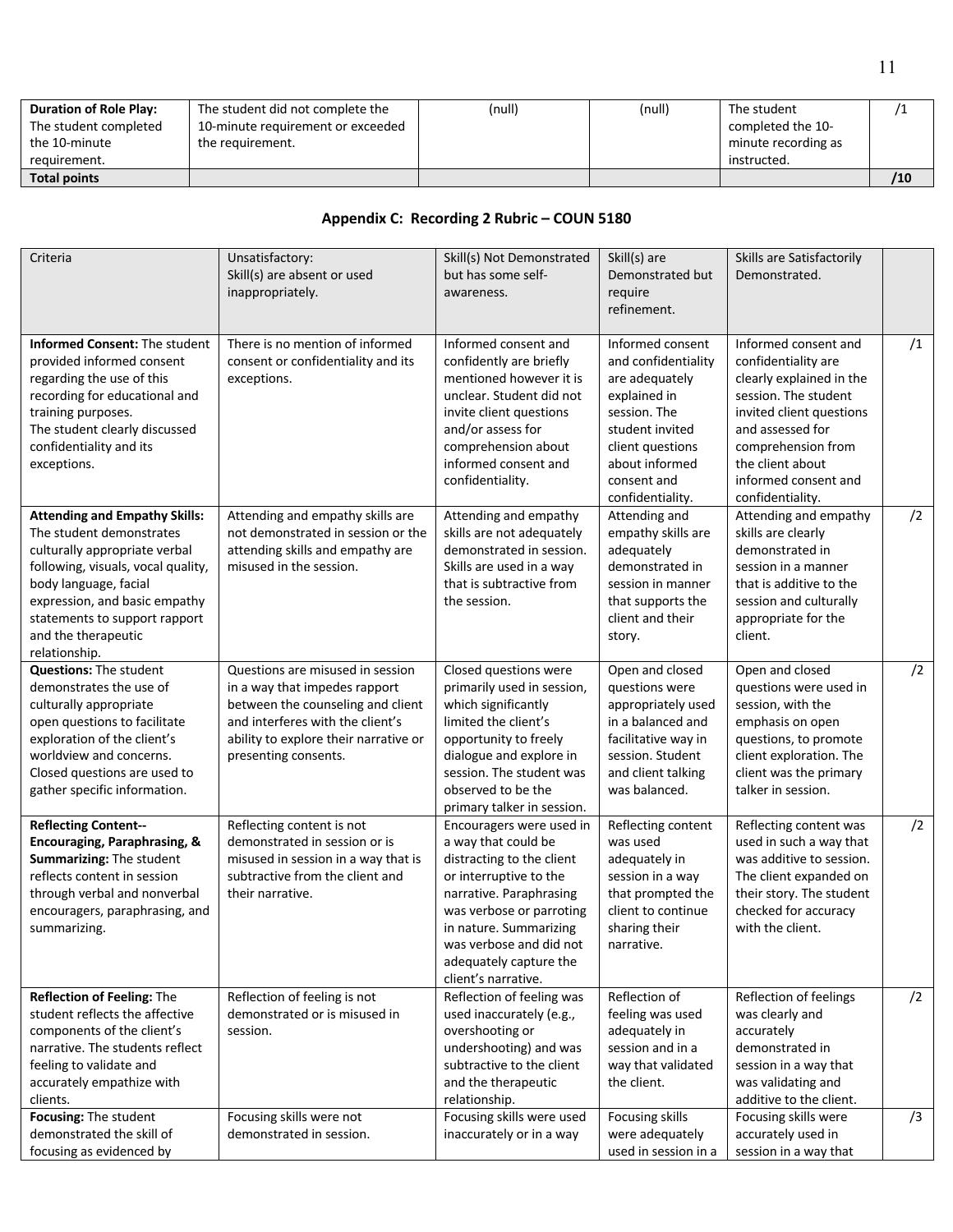| **Duration of Role Play:** The student completed the 10-minute requirement. | The student did not complete the 10-minute requirement or exceeded the requirement. | (null) | (null) | The student completed the 10-minute recording as instructed. | /1 |
|---|---|---|---|---|---|
| **Total points** | | | | | **/10** |

## Appendix C: Recording 2 Rubric – COUN 5180

| Criteria | Unsatisfactory: Skill(s) are absent or used inappropriately. | Skill(s) Not Demonstrated but has some self-awareness. | Skill(s) are Demonstrated but require refinement. | Skills are Satisfactorily Demonstrated. | |
|---|---|---|---|---|---|
| **Informed Consent:** The student provided informed consent regarding the use of this recording for educational and training purposes. The student clearly discussed confidentiality and its exceptions. | There is no mention of informed consent or confidentiality and its exceptions. | Informed consent and confidently are briefly mentioned however it is unclear. Student did not invite client questions and/or assess for comprehension about informed consent and confidentiality. | Informed consent and confidentiality are adequately explained in session. The student invited client questions about informed consent and confidentiality. | Informed consent and confidentiality are clearly explained in the session. The student invited client questions and assessed for comprehension from the client about informed consent and confidentiality. | /1 |
| **Attending and Empathy Skills:** The student demonstrates culturally appropriate verbal following, visuals, vocal quality, body language, facial expression, and basic empathy statements to support rapport and the therapeutic relationship. | Attending and empathy skills are not demonstrated in session or the attending skills and empathy are misused in the session. | Attending and empathy skills are not adequately demonstrated in session. Skills are used in a way that is subtractive from the session. | Attending and empathy skills are adequately demonstrated in session in manner that supports the client and their story. | Attending and empathy skills are clearly demonstrated in session in a manner that is additive to the session and culturally appropriate for the client. | /2 |
| **Questions:** The student demonstrates the use of culturally appropriate open questions to facilitate exploration of the client's worldview and concerns. Closed questions are used to gather specific information. | Questions are misused in session in a way that impedes rapport between the counseling and client and interferes with the client's ability to explore their narrative or presenting consents. | Closed questions were primarily used in session, which significantly limited the client's opportunity to freely dialogue and explore in session. The student was observed to be the primary talker in session. | Open and closed questions were appropriately used in a balanced and facilitative way in session. Student and client talking was balanced. | Open and closed questions were used in session, with the emphasis on open questions, to promote client exploration. The client was the primary talker in session. | /2 |
| **Reflecting Content--Encouraging, Paraphrasing, & Summarizing:** The student reflects content in session through verbal and nonverbal encouragers, paraphrasing, and summarizing. | Reflecting content is not demonstrated in session or is misused in session in a way that is subtractive from the client and their narrative. | Encouragers were used in a way that could be distracting to the client or interruptive to the narrative. Paraphrasing was verbose or parroting in nature. Summarizing was verbose and did not adequately capture the client's narrative. | Reflecting content was used adequately in session in a way that prompted the client to continue sharing their narrative. | Reflecting content was used in such a way that was additive to session. The client expanded on their story. The student checked for accuracy with the client. | /2 |
| **Reflection of Feeling:** The student reflects the affective components of the client's narrative. The students reflect feeling to validate and accurately empathize with clients. | Reflection of feeling is not demonstrated or is misused in session. | Reflection of feeling was used inaccurately (e.g., overshooting or undershooting) and was subtractive to the client and the therapeutic relationship. | Reflection of feeling was used adequately in session and in a way that validated the client. | Reflection of feelings was clearly and accurately demonstrated in session in a way that was validating and additive to the client. | /2 |
| **Focusing:** The student demonstrated the skill of focusing as evidenced by | Focusing skills were not demonstrated in session. | Focusing skills were used inaccurately or in a way | Focusing skills were adequately used in session in a | Focusing skills were accurately used in session in a way that | /3 |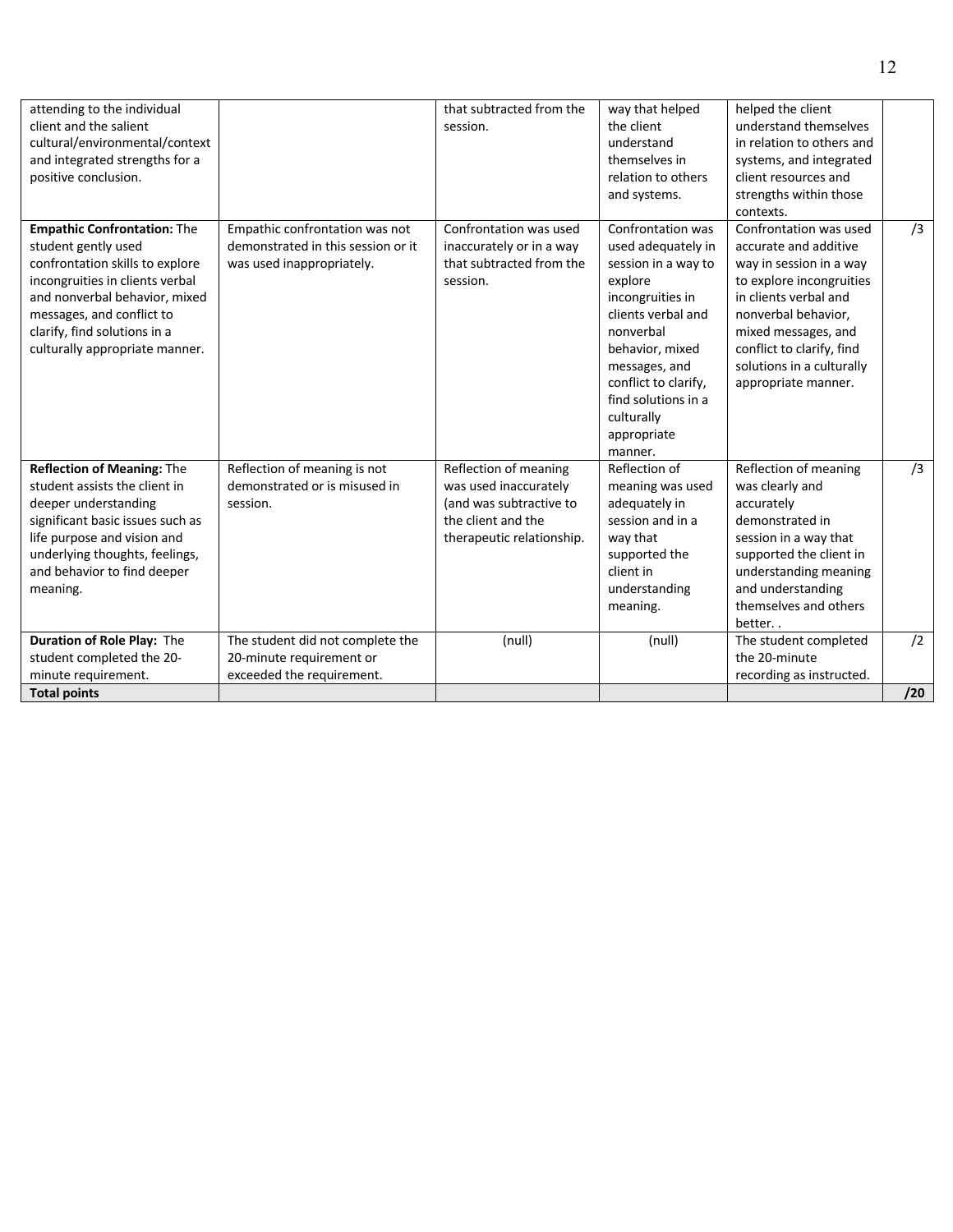| | | | | | |
|---|---|---|---|---|---|
| attending to the individual client and the salient cultural/environmental/context and integrated strengths for a positive conclusion. | | that subtracted from the session. | way that helped the client understand themselves in relation to others and systems. | helped the client understand themselves in relation to others and systems, and integrated client resources and strengths within those contexts. | |
| **Empathic Confrontation:** The student gently used confrontation skills to explore incongruities in clients verbal and nonverbal behavior, mixed messages, and conflict to clarify, find solutions in a culturally appropriate manner. | Empathic confrontation was not demonstrated in this session or it was used inappropriately. | Confrontation was used inaccurately or in a way that subtracted from the session. | Confrontation was used adequately in session in a way to explore incongruities in clients verbal and nonverbal behavior, mixed messages, and conflict to clarify, find solutions in a culturally appropriate manner. | Confrontation was used accurate and additive way in session in a way to explore incongruities in clients verbal and nonverbal behavior, mixed messages, and conflict to clarify, find solutions in a culturally appropriate manner. | /3 |
| **Reflection of Meaning:** The student assists the client in deeper understanding significant basic issues such as life purpose and vision and underlying thoughts, feelings, and behavior to find deeper meaning. | Reflection of meaning is not demonstrated or is misused in session. | Reflection of meaning was used inaccurately (and was subtractive to the client and the therapeutic relationship. | Reflection of meaning was used adequately in session and in a way that supported the client in understanding meaning. | Reflection of meaning was clearly and accurately demonstrated in session in a way that supported the client in understanding meaning and understanding themselves and others better. . | /3 |
| **Duration of Role Play:** The student completed the 20-minute requirement. | The student did not complete the 20-minute requirement or exceeded the requirement. | (null) | (null) | The student completed the 20-minute recording as instructed. | /2 |
| **Total points** | | | | | **/20** |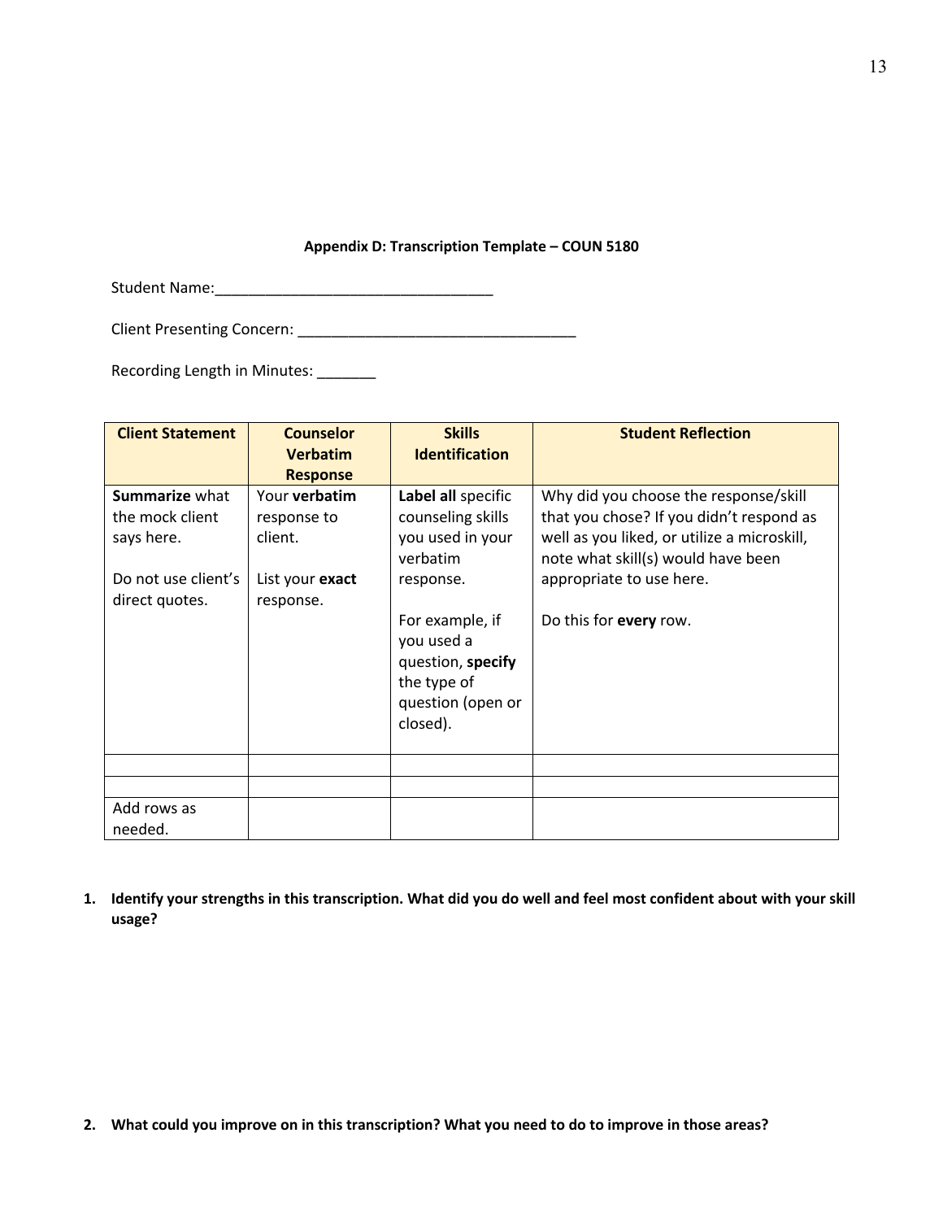**Appendix D: Transcription Template – COUN 5180**

Student Name:_________________________________

Client Presenting Concern: _________________________________

Recording Length in Minutes: _______

| Client Statement | Counselor Verbatim Response | Skills Identification | Student Reflection |
|---|---|---|---|
| **Summarize** what the mock client says here.<br><br>Do not use client's direct quotes. | Your **verbatim** response to client.<br><br>List your **exact** response. | **Label all** specific counseling skills you used in your verbatim response.<br><br>For example, if you used a question, **specify** the type of question (open or closed). | Why did you choose the response/skill that you chose? If you didn't respond as well as you liked, or utilize a microskill, note what skill(s) would have been appropriate to use here.<br><br>Do this for **every** row. |
| | | | |
| | | | |
| Add rows as needed. | | | |

1. **Identify your strengths in this transcription. What did you do well and feel most confident about with your skill usage?**

2. **What could you improve on in this transcription? What you need to do to improve in those areas?**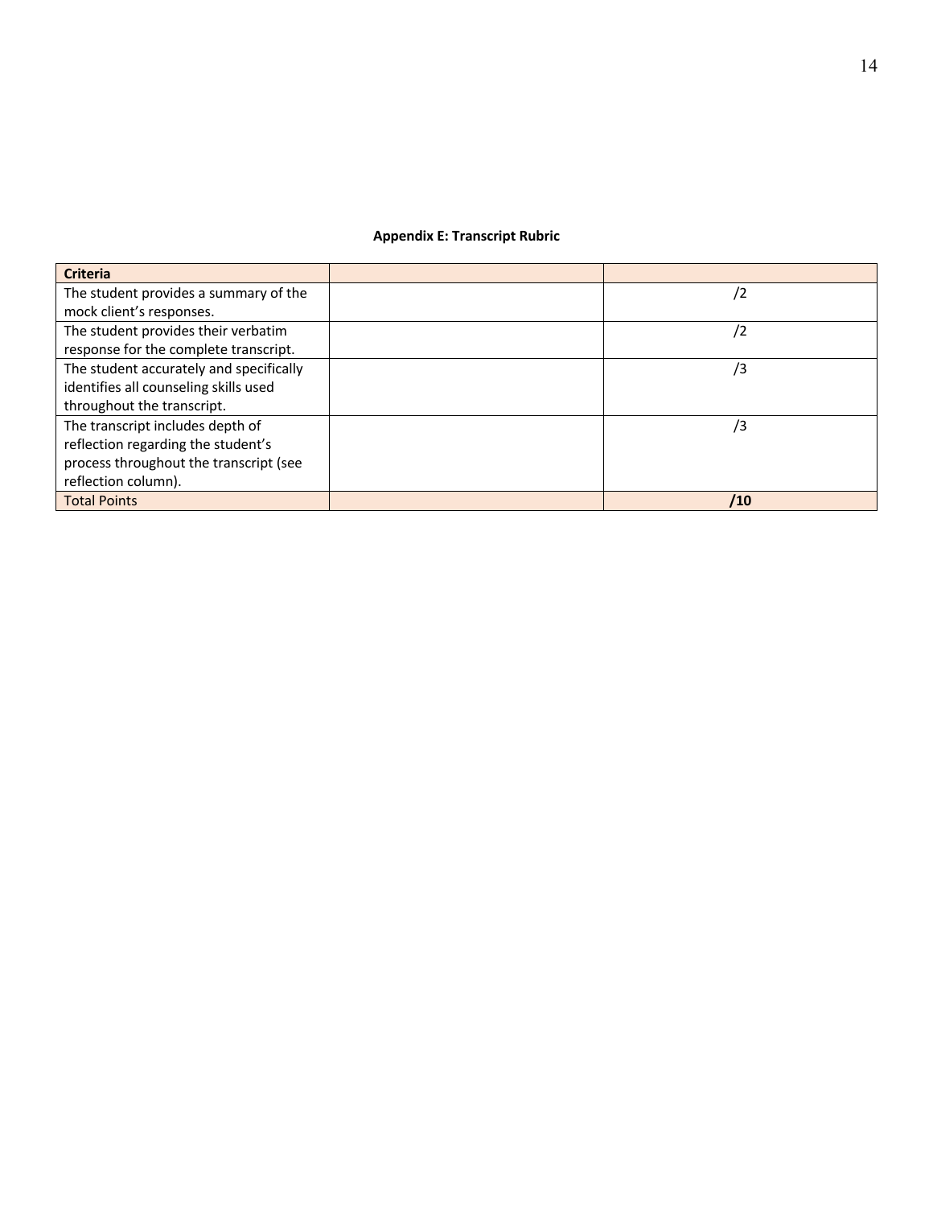**Appendix E: Transcript Rubric**

| Criteria | | |
|---|---|---|
| The student provides a summary of the mock client's responses. | | /2 |
| The student provides their verbatim response for the complete transcript. | | /2 |
| The student accurately and specifically identifies all counseling skills used throughout the transcript. | | /3 |
| The transcript includes depth of reflection regarding the student's process throughout the transcript (see reflection column). | | /3 |
| Total Points | | **/10** |